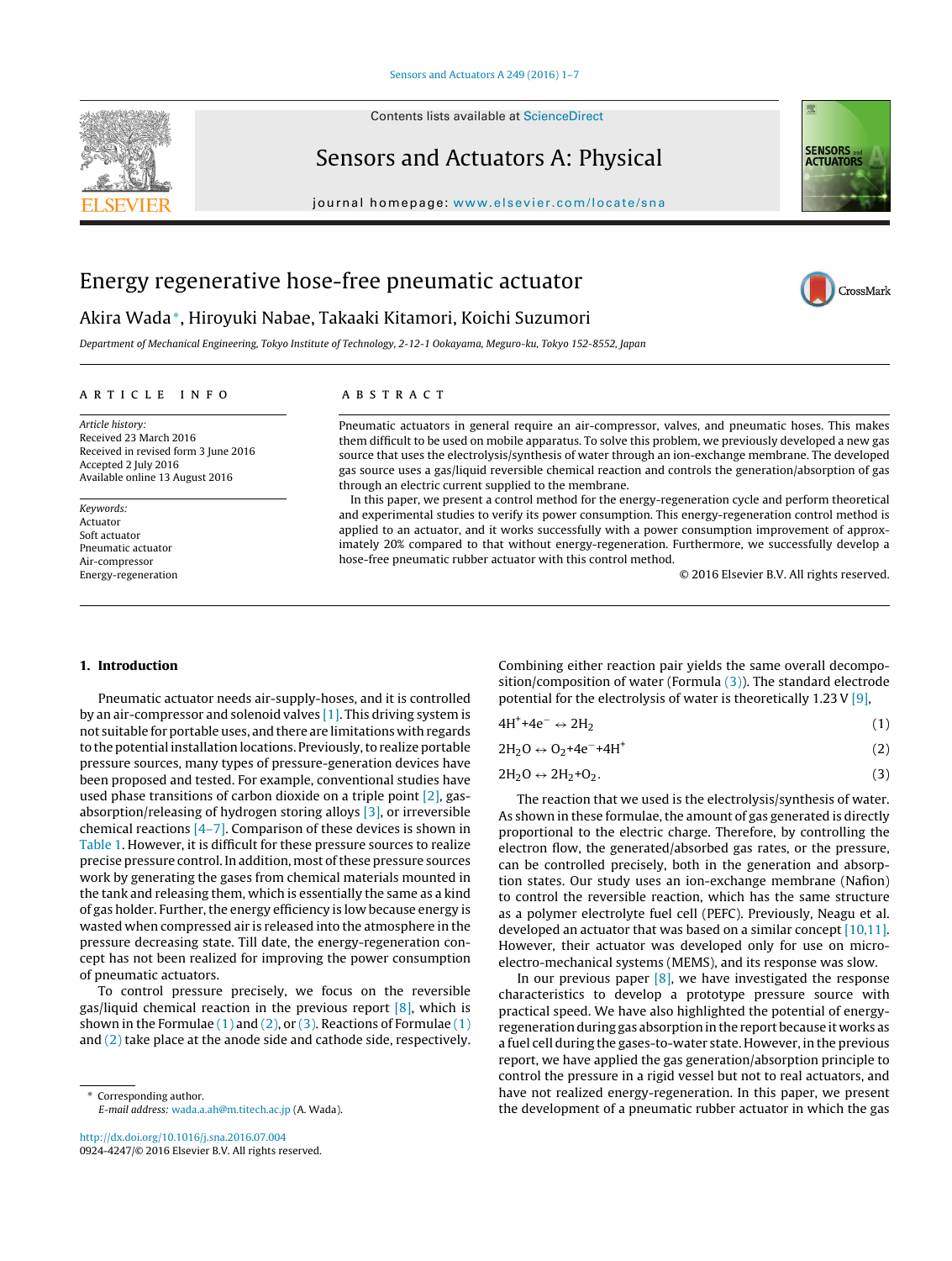# Energy regenerative hose-free pneumatic actuator

Akira Wada*, Hiroyuki Nabae, Takaaki Kitamori, Koichi Suzumori

*Department of Mechanical Engineering, Tokyo Institute of Technology, 2-12-1 Ookayama, Meguro-ku, Tokyo 152-8552, Japan*

## ARTICLE INFO

*Article history:*
Received 23 March 2016
Received in revised form 3 June 2016
Accepted 2 July 2016
Available online 13 August 2016

*Keywords:*
Actuator
Soft actuator
Pneumatic actuator
Air-compressor
Energy-regeneration

## ABSTRACT

Pneumatic actuators in general require an air-compressor, valves, and pneumatic hoses. This makes them difficult to be used on mobile apparatus. To solve this problem, we previously developed a new gas source that uses the electrolysis/synthesis of water through an ion-exchange membrane. The developed gas source uses a gas/liquid reversible chemical reaction and controls the generation/absorption of gas through an electric current supplied to the membrane.

In this paper, we present a control method for the energy-regeneration cycle and perform theoretical and experimental studies to verify its power consumption. This energy-regeneration control method is applied to an actuator, and it works successfully with a power consumption improvement of approximately 20% compared to that without energy-regeneration. Furthermore, we successfully develop a hose-free pneumatic rubber actuator with this control method.

© 2016 Elsevier B.V. All rights reserved.

## 1. Introduction

Pneumatic actuator needs air-supply-hoses, and it is controlled by an air-compressor and solenoid valves [1]. This driving system is not suitable for portable uses, and there are limitations with regards to the potential installation locations. Previously, to realize portable pressure sources, many types of pressure-generation devices have been proposed and tested. For example, conventional studies have used phase transitions of carbon dioxide on a triple point [2], gas-absorption/releasing of hydrogen storing alloys [3], or irreversible chemical reactions [4–7]. Comparison of these devices is shown in Table 1. However, it is difficult for these pressure sources to realize precise pressure control. In addition, most of these pressure sources work by generating the gases from chemical materials mounted in the tank and releasing them, which is essentially the same as a kind of gas holder. Further, the energy efficiency is low because energy is wasted when compressed air is released into the atmosphere in the pressure decreasing state. Till date, the energy-regeneration concept has not been realized for improving the power consumption of pneumatic actuators.

To control pressure precisely, we focus on the reversible gas/liquid chemical reaction in the previous report [8], which is shown in the Formulae (1) and (2), or (3). Reactions of Formulae (1) and (2) take place at the anode side and cathode side, respectively. Combining either reaction pair yields the same overall decomposition/composition of water (Formula (3)). The standard electrode potential for the electrolysis of water is theoretically 1.23 V [9],

$$4H^{+}+4e^{-} \leftrightarrow 2H_2 \tag{1}$$

$$2H_2O \leftrightarrow O_2+4e^{-}+4H^{+} \tag{2}$$

$$2H_2O \leftrightarrow 2H_2+O_2. \tag{3}$$

The reaction that we used is the electrolysis/synthesis of water. As shown in these formulae, the amount of gas generated is directly proportional to the electric charge. Therefore, by controlling the electron flow, the generated/absorbed gas rates, or the pressure, can be controlled precisely, both in the generation and absorption states. Our study uses an ion-exchange membrane (Nafion) to control the reversible reaction, which has the same structure as a polymer electrolyte fuel cell (PEFC). Previously, Neagu et al. developed an actuator that was based on a similar concept [10,11]. However, their actuator was developed only for use on micro-electro-mechanical systems (MEMS), and its response was slow.

In our previous paper [8], we have investigated the response characteristics to develop a prototype pressure source with practical speed. We have also highlighted the potential of energy-regeneration during gas absorption in the report because it works as a fuel cell during the gases-to-water state. However, in the previous report, we have applied the gas generation/absorption principle to control the pressure in a rigid vessel but not to real actuators, and have not realized energy-regeneration. In this paper, we present the development of a pneumatic rubber actuator in which the gas

---

* Corresponding author.
*E-mail address:* wada.a.ah@m.titech.ac.jp (A. Wada).

http://dx.doi.org/10.1016/j.sna.2016.07.004
0924-4247/© 2016 Elsevier B.V. All rights reserved.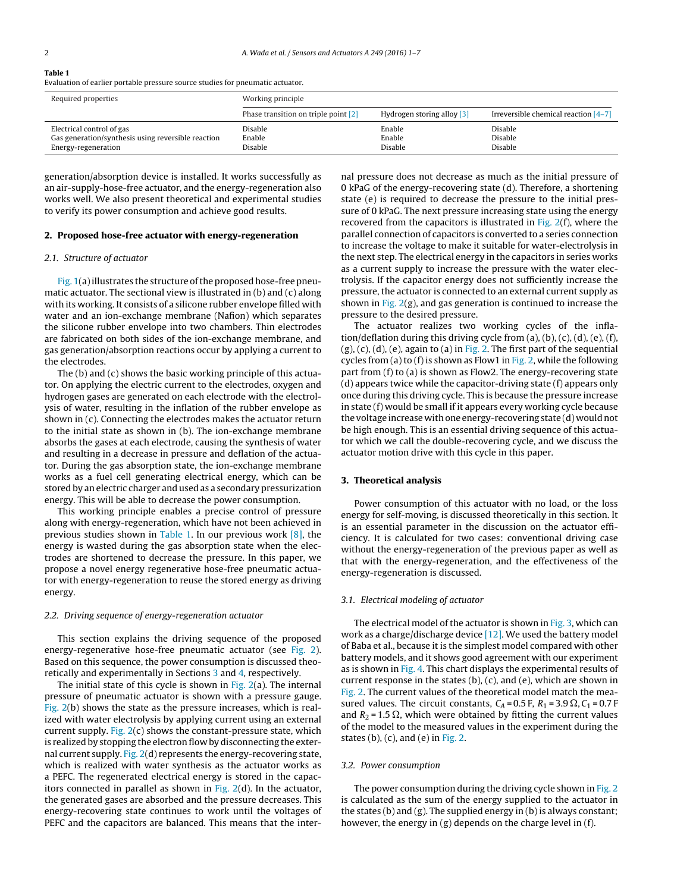**Table 1**
Evaluation of earlier portable pressure source studies for pneumatic actuator.

| Required properties | Working principle | | |
|---|---|---|---|
| | Phase transition on triple point [2] | Hydrogen storing alloy [3] | Irreversible chemical reaction [4–7] |
| Electrical control of gas | Disable | Enable | Disable |
| Gas generation/synthesis using reversible reaction | Enable | Enable | Disable |
| Energy-regeneration | Disable | Disable | Disable |

generation/absorption device is installed. It works successfully as an air-supply-hose-free actuator, and the energy-regeneration also works well. We also present theoretical and experimental studies to verify its power consumption and achieve good results.

## 2. Proposed hose-free actuator with energy-regeneration

### 2.1. Structure of actuator

Fig. 1(a) illustrates the structure of the proposed hose-free pneumatic actuator. The sectional view is illustrated in (b) and (c) along with its working. It consists of a silicone rubber envelope filled with water and an ion-exchange membrane (Nafion) which separates the silicone rubber envelope into two chambers. Thin electrodes are fabricated on both sides of the ion-exchange membrane, and gas generation/absorption reactions occur by applying a current to the electrodes.

The (b) and (c) shows the basic working principle of this actuator. On applying the electric current to the electrodes, oxygen and hydrogen gases are generated on each electrode with the electrolysis of water, resulting in the inflation of the rubber envelope as shown in (c). Connecting the electrodes makes the actuator return to the initial state as shown in (b). The ion-exchange membrane absorbs the gases at each electrode, causing the synthesis of water and resulting in a decrease in pressure and deflation of the actuator. During the gas absorption state, the ion-exchange membrane works as a fuel cell generating electrical energy, which can be stored by an electric charger and used as a secondary pressurization energy. This will be able to decrease the power consumption.

This working principle enables a precise control of pressure along with energy-regeneration, which have not been achieved in previous studies shown in Table 1. In our previous work [8], the energy is wasted during the gas absorption state when the electrodes are shortened to decrease the pressure. In this paper, we propose a novel energy regenerative hose-free pneumatic actuator with energy-regeneration to reuse the stored energy as driving energy.

### 2.2. Driving sequence of energy-regeneration actuator

This section explains the driving sequence of the proposed energy-regenerative hose-free pneumatic actuator (see Fig. 2). Based on this sequence, the power consumption is discussed theoretically and experimentally in Sections 3 and 4, respectively.

The initial state of this cycle is shown in Fig. 2(a). The internal pressure of pneumatic actuator is shown with a pressure gauge. Fig. 2(b) shows the state as the pressure increases, which is realized with water electrolysis by applying current using an external current supply. Fig. 2(c) shows the constant-pressure state, which is realized by stopping the electron flow by disconnecting the external current supply. Fig. 2(d) represents the energy-recovering state, which is realized with water synthesis as the actuator works as a PEFC. The regenerated electrical energy is stored in the capacitors connected in parallel as shown in Fig. 2(d). In the actuator, the generated gases are absorbed and the pressure decreases. This energy-recovering state continues to work until the voltages of PEFC and the capacitors are balanced. This means that the internal pressure does not decrease as much as the initial pressure of 0 kPaG of the energy-recovering state (d). Therefore, a shortening state (e) is required to decrease the pressure to the initial pressure of 0 kPaG. The next pressure increasing state using the energy recovered from the capacitors is illustrated in Fig. 2(f), where the parallel connection of capacitors is converted to a series connection to increase the voltage to make it suitable for water-electrolysis in the next step. The electrical energy in the capacitors in series works as a current supply to increase the pressure with the water electrolysis. If the capacitor energy does not sufficiently increase the pressure, the actuator is connected to an external current supply as shown in Fig. 2(g), and gas generation is continued to increase the pressure to the desired pressure.

The actuator realizes two working cycles of the inflation/deflation during this driving cycle from (a), (b), (c), (d), (e), (f), (g), (c), (d), (e), again to (a) in Fig. 2. The first part of the sequential cycles from (a) to (f) is shown as Flow1 in Fig. 2, while the following part from (f) to (a) is shown as Flow2. The energy-recovering state (d) appears twice while the capacitor-driving state (f) appears only once during this driving cycle. This is because the pressure increase in state (f) would be small if it appears every working cycle because the voltage increase with one energy-recovering state (d) would not be high enough. This is an essential driving sequence of this actuator which we call the double-recovering cycle, and we discuss the actuator motion drive with this cycle in this paper.

## 3. Theoretical analysis

Power consumption of this actuator with no load, or the loss energy for self-moving, is discussed theoretically in this section. It is an essential parameter in the discussion on the actuator efficiency. It is calculated for two cases: conventional driving case without the energy-regeneration of the previous paper as well as that with the energy-regeneration, and the effectiveness of the energy-regeneration is discussed.

### 3.1. Electrical modeling of actuator

The electrical model of the actuator is shown in Fig. 3, which can work as a charge/discharge device [12]. We used the battery model of Baba et al., because it is the simplest model compared with other battery models, and it shows good agreement with our experiment as is shown in Fig. 4. This chart displays the experimental results of current response in the states (b), (c), and (e), which are shown in Fig. 2. The current values of the theoretical model match the measured values. The circuit constants, $C_A = 0.5$ F, $R_1 = 3.9\ \Omega$, $C_1 = 0.7$ F and $R_2 = 1.5\ \Omega$, which were obtained by fitting the current values of the model to the measured values in the experiment during the states (b), (c), and (e) in Fig. 2.

### 3.2. Power consumption

The power consumption during the driving cycle shown in Fig. 2 is calculated as the sum of the energy supplied to the actuator in the states (b) and (g). The supplied energy in (b) is always constant; however, the energy in (g) depends on the charge level in (f).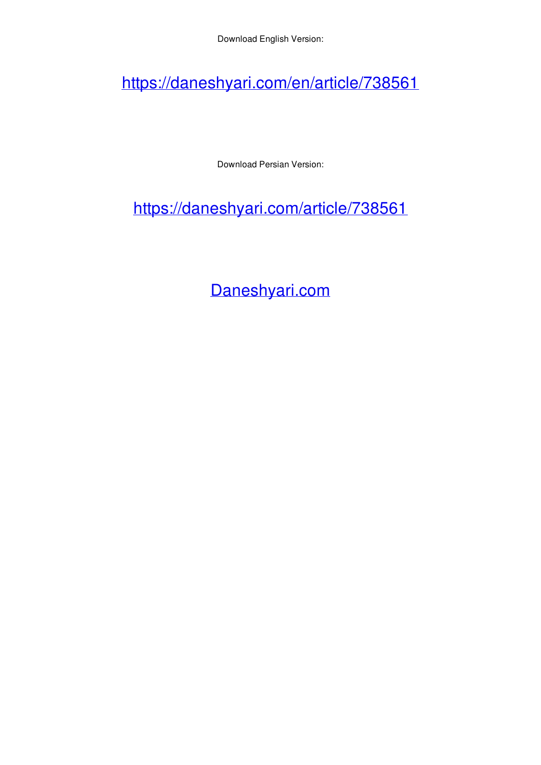Download English Version:

[https://daneshyari.com/en/article/738561](https://daneshyari.com/en/article/738561)

Download Persian Version:

[https://daneshyari.com/article/738561](https://daneshyari.com/article/738561)

[Daneshyari.com](https://daneshyari.com)